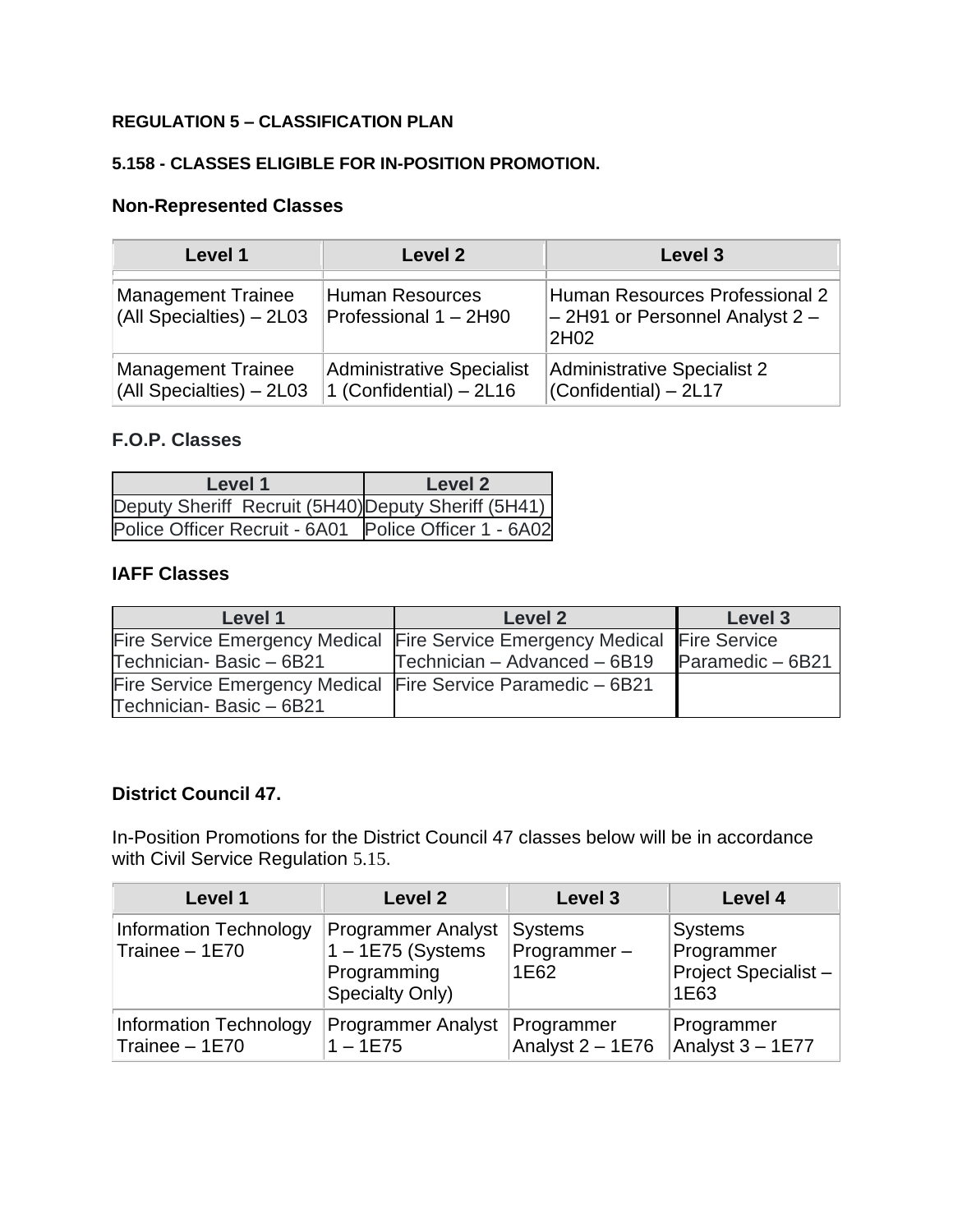**REGULATION 5 – CLASSIFICATION PLAN**

**5.158 - CLASSES ELIGIBLE FOR IN-POSITION PROMOTION.**

### Non-Represented Classes

| Level 1 | Level 2 | Level 3 |
|---|---|---|
| Management Trainee (All Specialties) – 2L03 | Human Resources Professional 1 – 2H90 | Human Resources Professional 2 – 2H91 or Personnel Analyst 2 – 2H02 |
| Management Trainee (All Specialties) – 2L03 | Administrative Specialist 1 (Confidential) – 2L16 | Administrative Specialist 2 (Confidential) – 2L17 |

### F.O.P. Classes

| Level 1 | Level 2 |
|---|---|
| Deputy Sheriff Recruit (5H40) | Deputy Sheriff (5H41) |
| Police Officer Recruit - 6A01 | Police Officer 1 - 6A02 |

### IAFF Classes

| Level 1 | Level 2 | Level 3 |
|---|---|---|
| Fire Service Emergency Medical Technician- Basic – 6B21 | Fire Service Emergency Medical Technician – Advanced – 6B19 | Fire Service Paramedic – 6B21 |
| Fire Service Emergency Medical Technician- Basic – 6B21 | Fire Service Paramedic – 6B21 | |

### District Council 47.

In-Position Promotions for the District Council 47 classes below will be in accordance with Civil Service Regulation 5.15.

| Level 1 | Level 2 | Level 3 | Level 4 |
|---|---|---|---|
| Information Technology Trainee – 1E70 | Programmer Analyst 1 – 1E75 (Systems Programming Specialty Only) | Systems Programmer – 1E62 | Systems Programmer Project Specialist – 1E63 |
| Information Technology Trainee – 1E70 | Programmer Analyst 1 – 1E75 | Programmer Analyst 2 – 1E76 | Programmer Analyst 3 – 1E77 |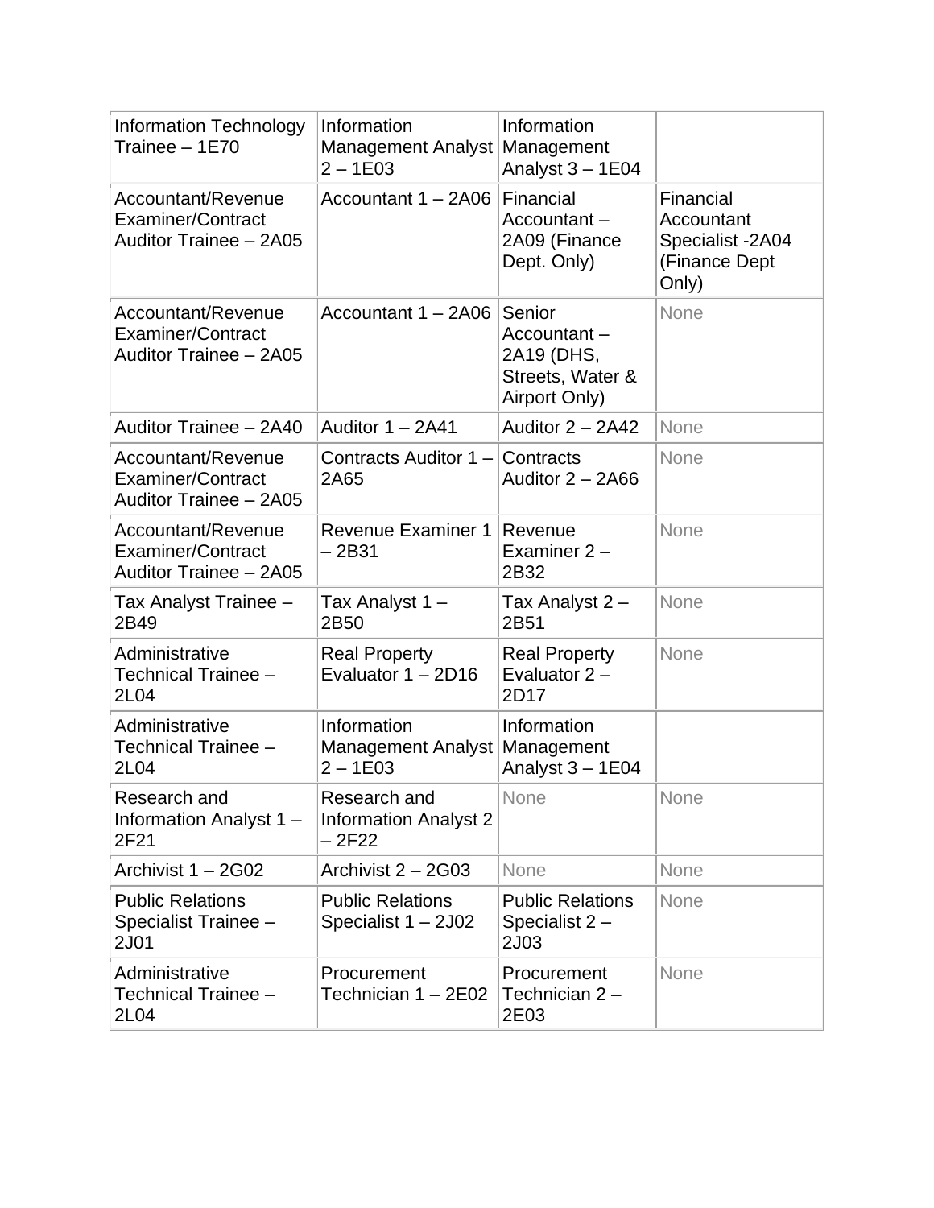| | | | |
|---|---|---|---|
| Information Technology Trainee – 1E70 | Information Management Analyst 2 – 1E03 | Information Management Analyst 3 – 1E04 | |
| Accountant/Revenue Examiner/Contract Auditor Trainee – 2A05 | Accountant 1 – 2A06 | Financial Accountant – 2A09 (Finance Dept. Only) | Financial Accountant Specialist -2A04 (Finance Dept Only) |
| Accountant/Revenue Examiner/Contract Auditor Trainee – 2A05 | Accountant 1 – 2A06 | Senior Accountant – 2A19 (DHS, Streets, Water & Airport Only) | None |
| Auditor Trainee – 2A40 | Auditor 1 – 2A41 | Auditor 2 – 2A42 | None |
| Accountant/Revenue Examiner/Contract Auditor Trainee – 2A05 | Contracts Auditor 1 – 2A65 | Contracts Auditor 2 – 2A66 | None |
| Accountant/Revenue Examiner/Contract Auditor Trainee – 2A05 | Revenue Examiner 1 – 2B31 | Revenue Examiner 2 – 2B32 | None |
| Tax Analyst Trainee – 2B49 | Tax Analyst 1 – 2B50 | Tax Analyst 2 – 2B51 | None |
| Administrative Technical Trainee – 2L04 | Real Property Evaluator 1 – 2D16 | Real Property Evaluator 2 – 2D17 | None |
| Administrative Technical Trainee – 2L04 | Information Management Analyst 2 – 1E03 | Information Management Analyst 3 – 1E04 | |
| Research and Information Analyst 1 – 2F21 | Research and Information Analyst 2 – 2F22 | None | None |
| Archivist 1 – 2G02 | Archivist 2 – 2G03 | None | None |
| Public Relations Specialist Trainee – 2J01 | Public Relations Specialist 1 – 2J02 | Public Relations Specialist 2 – 2J03 | None |
| Administrative Technical Trainee – 2L04 | Procurement Technician 1 – 2E02 | Procurement Technician 2 – 2E03 | None |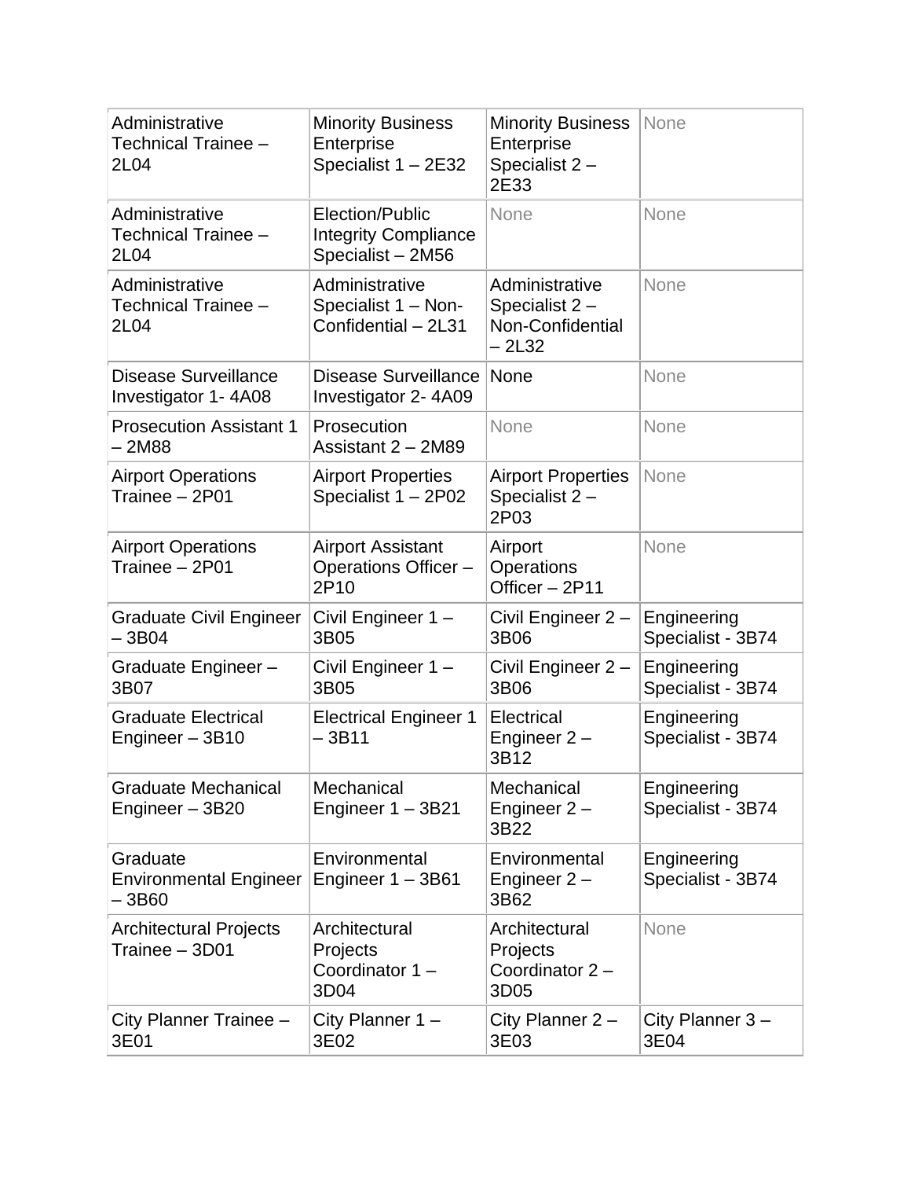| Administrative Technical Trainee – 2L04 | Minority Business Enterprise Specialist 1 – 2E32 | Minority Business Enterprise Specialist 2 – 2E33 | None |
|---|---|---|---|
| Administrative Technical Trainee – 2L04 | Election/Public Integrity Compliance Specialist – 2M56 | None | None |
| Administrative Technical Trainee – 2L04 | Administrative Specialist 1 – Non-Confidential – 2L31 | Administrative Specialist 2 – Non-Confidential – 2L32 | None |
| Disease Surveillance Investigator 1- 4A08 | Disease Surveillance Investigator 2- 4A09 | None | None |
| Prosecution Assistant 1 – 2M88 | Prosecution Assistant 2 – 2M89 | None | None |
| Airport Operations Trainee – 2P01 | Airport Properties Specialist 1 – 2P02 | Airport Properties Specialist 2 – 2P03 | None |
| Airport Operations Trainee – 2P01 | Airport Assistant Operations Officer – 2P10 | Airport Operations Officer – 2P11 | None |
| Graduate Civil Engineer – 3B04 | Civil Engineer 1 – 3B05 | Civil Engineer 2 – 3B06 | Engineering Specialist - 3B74 |
| Graduate Engineer – 3B07 | Civil Engineer 1 – 3B05 | Civil Engineer 2 – 3B06 | Engineering Specialist - 3B74 |
| Graduate Electrical Engineer – 3B10 | Electrical Engineer 1 – 3B11 | Electrical Engineer 2 – 3B12 | Engineering Specialist - 3B74 |
| Graduate Mechanical Engineer – 3B20 | Mechanical Engineer 1 – 3B21 | Mechanical Engineer 2 – 3B22 | Engineering Specialist - 3B74 |
| Graduate Environmental Engineer – 3B60 | Environmental Engineer 1 – 3B61 | Environmental Engineer 2 – 3B62 | Engineering Specialist - 3B74 |
| Architectural Projects Trainee – 3D01 | Architectural Projects Coordinator 1 – 3D04 | Architectural Projects Coordinator 2 – 3D05 | None |
| City Planner Trainee – 3E01 | City Planner 1 – 3E02 | City Planner 2 – 3E03 | City Planner 3 – 3E04 |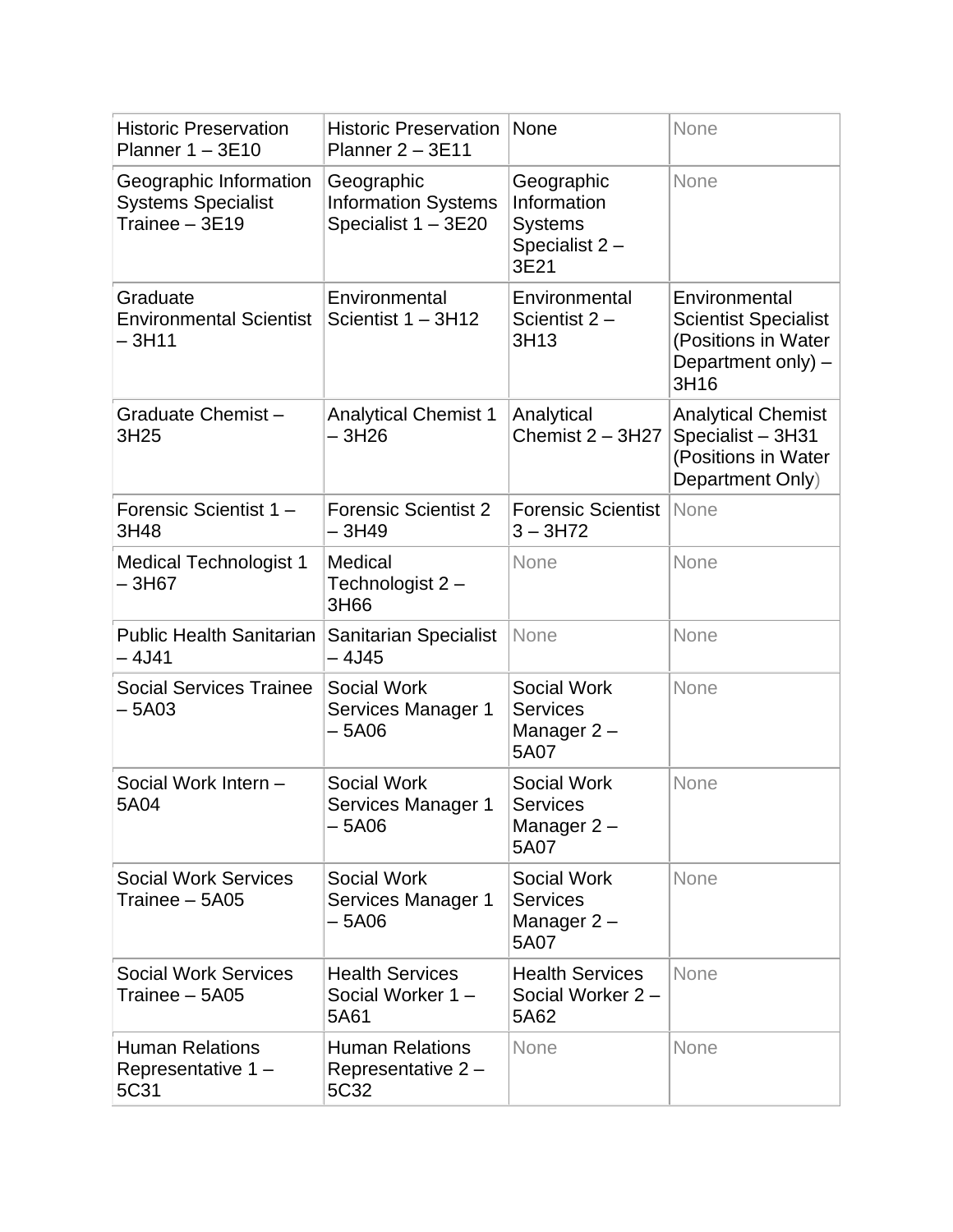| | | | |
|---|---|---|---|
| Historic Preservation Planner 1 – 3E10 | Historic Preservation Planner 2 – 3E11 | None | None |
| Geographic Information Systems Specialist Trainee – 3E19 | Geographic Information Systems Specialist 1 – 3E20 | Geographic Information Systems Specialist 2 – 3E21 | None |
| Graduate Environmental Scientist – 3H11 | Environmental Scientist 1 – 3H12 | Environmental Scientist 2 – 3H13 | Environmental Scientist Specialist (Positions in Water Department only) – 3H16 |
| Graduate Chemist – 3H25 | Analytical Chemist 1 – 3H26 | Analytical Chemist 2 – 3H27 | Analytical Chemist Specialist – 3H31 (Positions in Water Department Only) |
| Forensic Scientist 1 – 3H48 | Forensic Scientist 2 – 3H49 | Forensic Scientist 3 – 3H72 | None |
| Medical Technologist 1 – 3H67 | Medical Technologist 2 – 3H66 | None | None |
| Public Health Sanitarian – 4J41 | Sanitarian Specialist – 4J45 | None | None |
| Social Services Trainee – 5A03 | Social Work Services Manager 1 – 5A06 | Social Work Services Manager 2 – 5A07 | None |
| Social Work Intern – 5A04 | Social Work Services Manager 1 – 5A06 | Social Work Services Manager 2 – 5A07 | None |
| Social Work Services Trainee – 5A05 | Social Work Services Manager 1 – 5A06 | Social Work Services Manager 2 – 5A07 | None |
| Social Work Services Trainee – 5A05 | Health Services Social Worker 1 – 5A61 | Health Services Social Worker 2 – 5A62 | None |
| Human Relations Representative 1 – 5C31 | Human Relations Representative 2 – 5C32 | None | None |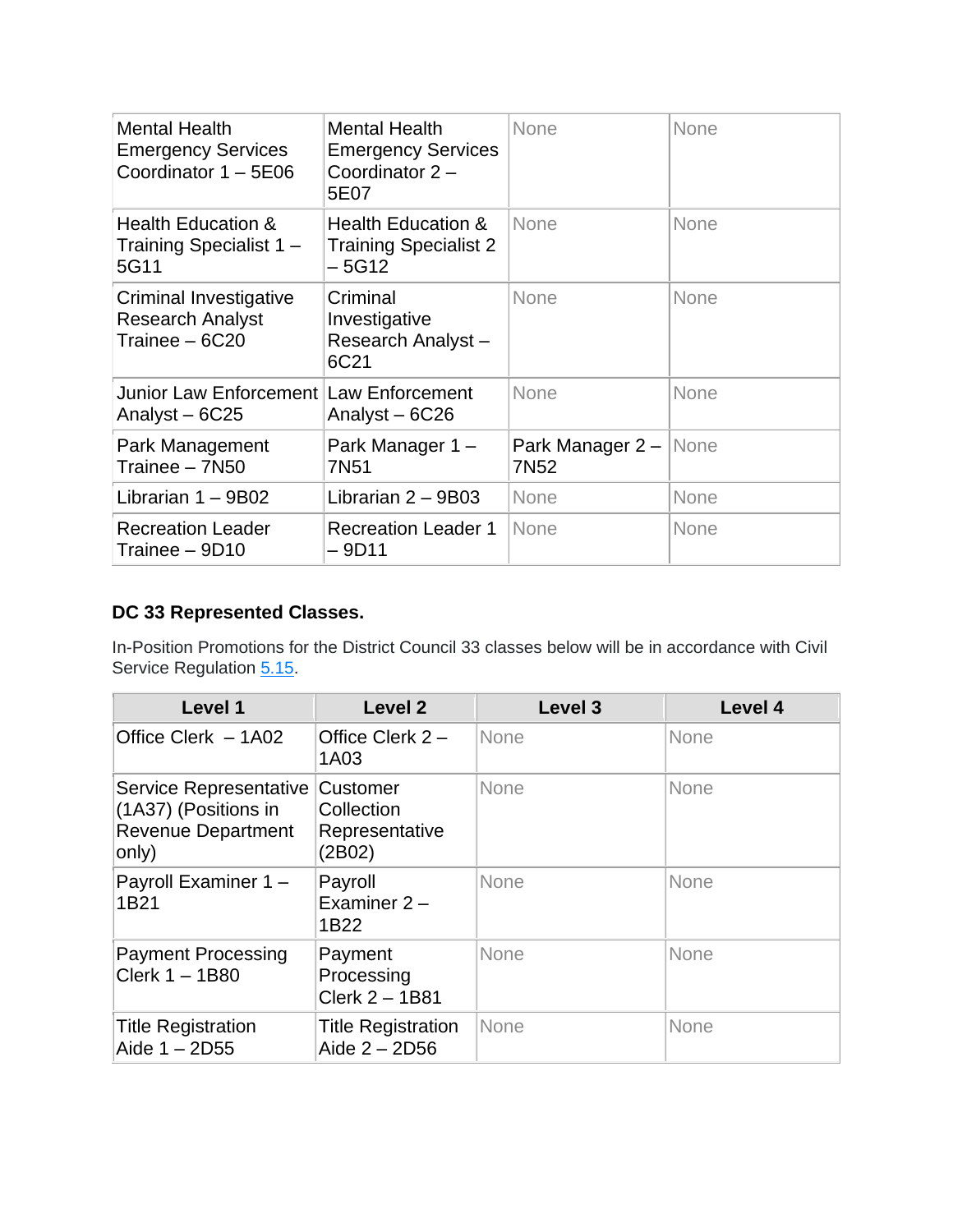| | | | |
|---|---|---|---|
| Mental Health Emergency Services Coordinator 1 – 5E06 | Mental Health Emergency Services Coordinator 2 – 5E07 | None | None |
| Health Education & Training Specialist 1 – 5G11 | Health Education & Training Specialist 2 – 5G12 | None | None |
| Criminal Investigative Research Analyst Trainee – 6C20 | Criminal Investigative Research Analyst – 6C21 | None | None |
| Junior Law Enforcement Analyst – 6C25 | Law Enforcement Analyst – 6C26 | None | None |
| Park Management Trainee – 7N50 | Park Manager 1 – 7N51 | Park Manager 2 – 7N52 | None |
| Librarian 1 – 9B02 | Librarian 2 – 9B03 | None | None |
| Recreation Leader Trainee – 9D10 | Recreation Leader 1 – 9D11 | None | None |

**DC 33 Represented Classes.**

In-Position Promotions for the District Council 33 classes below will be in accordance with Civil Service Regulation 5.15.

| Level 1 | Level 2 | Level 3 | Level 4 |
|---|---|---|---|
| Office Clerk – 1A02 | Office Clerk 2 – 1A03 | None | None |
| Service Representative (1A37) (Positions in Revenue Department only) | Customer Collection Representative (2B02) | None | None |
| Payroll Examiner 1 – 1B21 | Payroll Examiner 2 – 1B22 | None | None |
| Payment Processing Clerk 1 – 1B80 | Payment Processing Clerk 2 – 1B81 | None | None |
| Title Registration Aide 1 – 2D55 | Title Registration Aide 2 – 2D56 | None | None |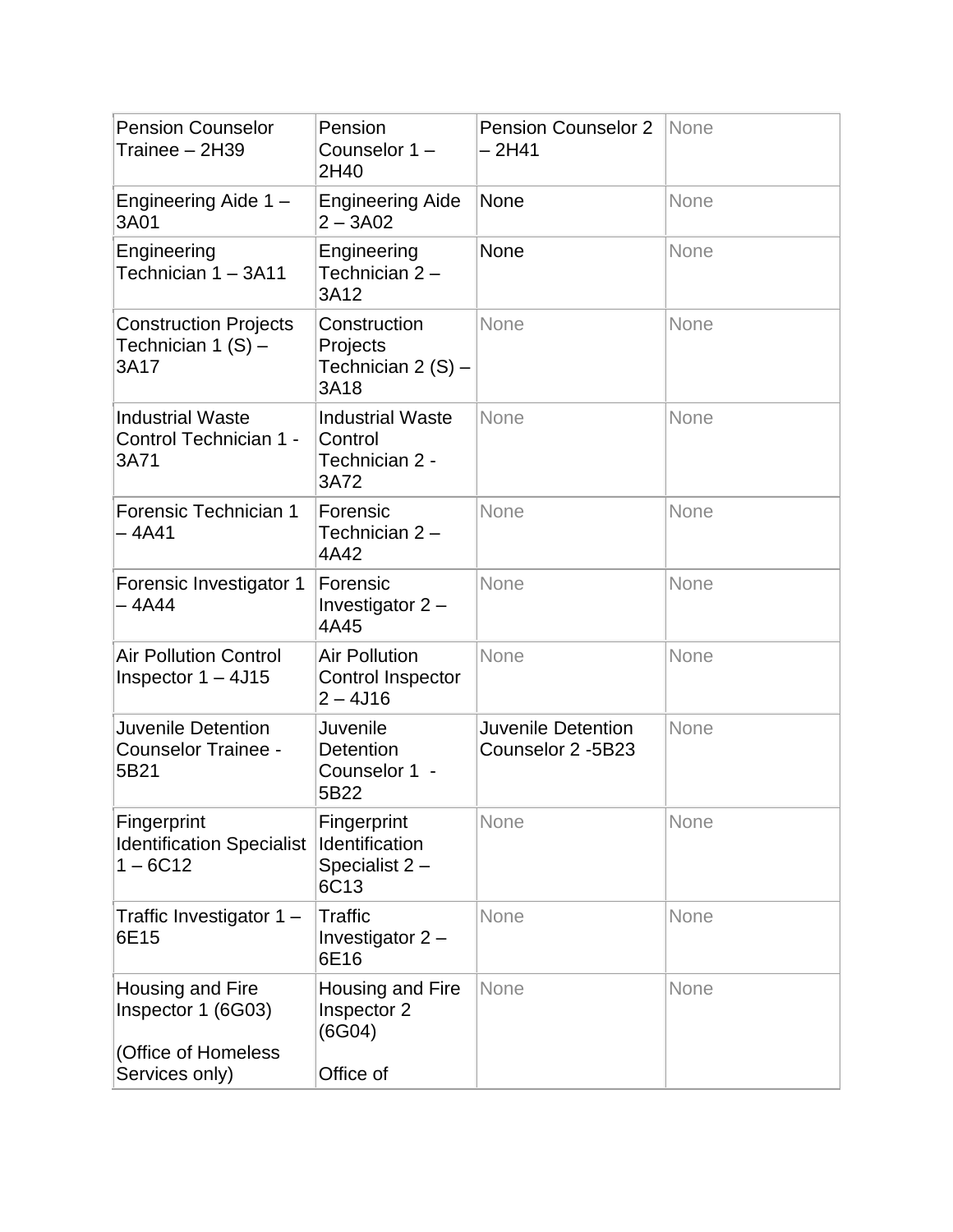| Pension Counselor Trainee – 2H39 | Pension Counselor 1 – 2H40 | Pension Counselor 2 – 2H41 | None |
|---|---|---|---|
| Engineering Aide 1 – 3A01 | Engineering Aide 2 – 3A02 | None | None |
| Engineering Technician 1 – 3A11 | Engineering Technician 2 – 3A12 | None | None |
| Construction Projects Technician 1 (S) – 3A17 | Construction Projects Technician 2 (S) – 3A18 | None | None |
| Industrial Waste Control Technician 1 - 3A71 | Industrial Waste Control Technician 2 - 3A72 | None | None |
| Forensic Technician 1 – 4A41 | Forensic Technician 2 – 4A42 | None | None |
| Forensic Investigator 1 – 4A44 | Forensic Investigator 2 – 4A45 | None | None |
| Air Pollution Control Inspector 1 – 4J15 | Air Pollution Control Inspector 2 – 4J16 | None | None |
| Juvenile Detention Counselor Trainee - 5B21 | Juvenile Detention Counselor 1 - 5B22 | Juvenile Detention Counselor 2 -5B23 | None |
| Fingerprint Identification Specialist 1 – 6C12 | Fingerprint Identification Specialist 2 – 6C13 | None | None |
| Traffic Investigator 1 – 6E15 | Traffic Investigator 2 – 6E16 | None | None |
| Housing and Fire Inspector 1 (6G03)<br><br>(Office of Homeless Services only) | Housing and Fire Inspector 2 (6G04)<br><br>Office of | None | None |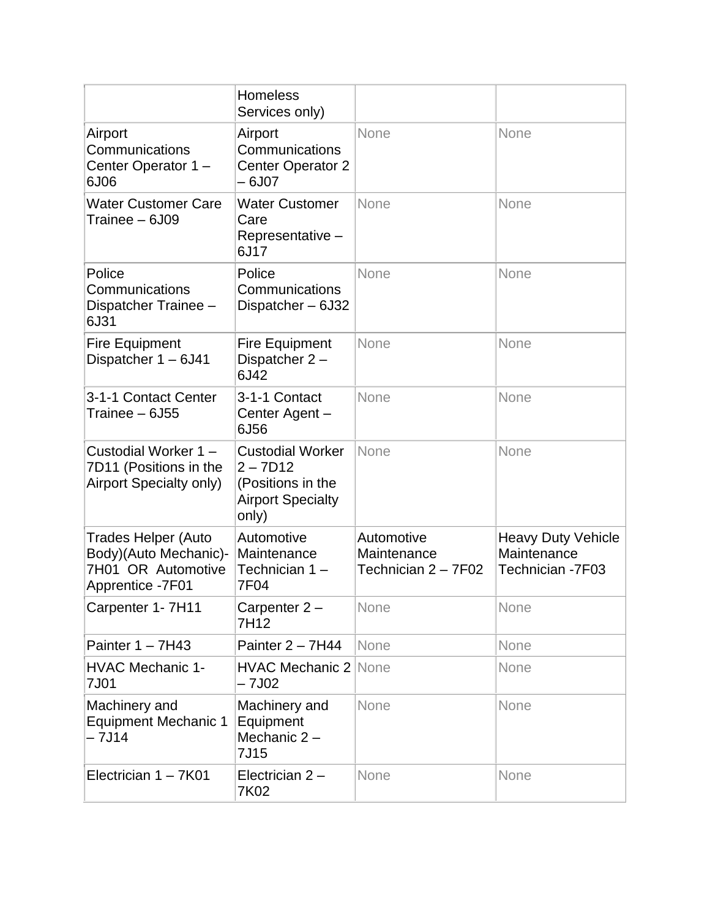| | | | |
|---|---|---|---|
| | Homeless Services only) | | |
| Airport Communications Center Operator 1 – 6J06 | Airport Communications Center Operator 2 – 6J07 | None | None |
| Water Customer Care Trainee – 6J09 | Water Customer Care Representative – 6J17 | None | None |
| Police Communications Dispatcher Trainee – 6J31 | Police Communications Dispatcher – 6J32 | None | None |
| Fire Equipment Dispatcher 1 – 6J41 | Fire Equipment Dispatcher 2 – 6J42 | None | None |
| 3-1-1 Contact Center Trainee – 6J55 | 3-1-1 Contact Center Agent – 6J56 | None | None |
| Custodial Worker 1 – 7D11 (Positions in the Airport Specialty only) | Custodial Worker 2 – 7D12 (Positions in the Airport Specialty only) | None | None |
| Trades Helper (Auto Body)(Auto Mechanic)- 7H01 OR Automotive Apprentice -7F01 | Automotive Maintenance Technician 1 – 7F04 | Automotive Maintenance Technician 2 – 7F02 | Heavy Duty Vehicle Maintenance Technician -7F03 |
| Carpenter 1- 7H11 | Carpenter 2 – 7H12 | None | None |
| Painter 1 – 7H43 | Painter 2 – 7H44 | None | None |
| HVAC Mechanic 1- 7J01 | HVAC Mechanic 2 – 7J02 | None | None |
| Machinery and Equipment Mechanic 1 – 7J14 | Machinery and Equipment Mechanic 2 – 7J15 | None | None |
| Electrician 1 – 7K01 | Electrician 2 – 7K02 | None | None |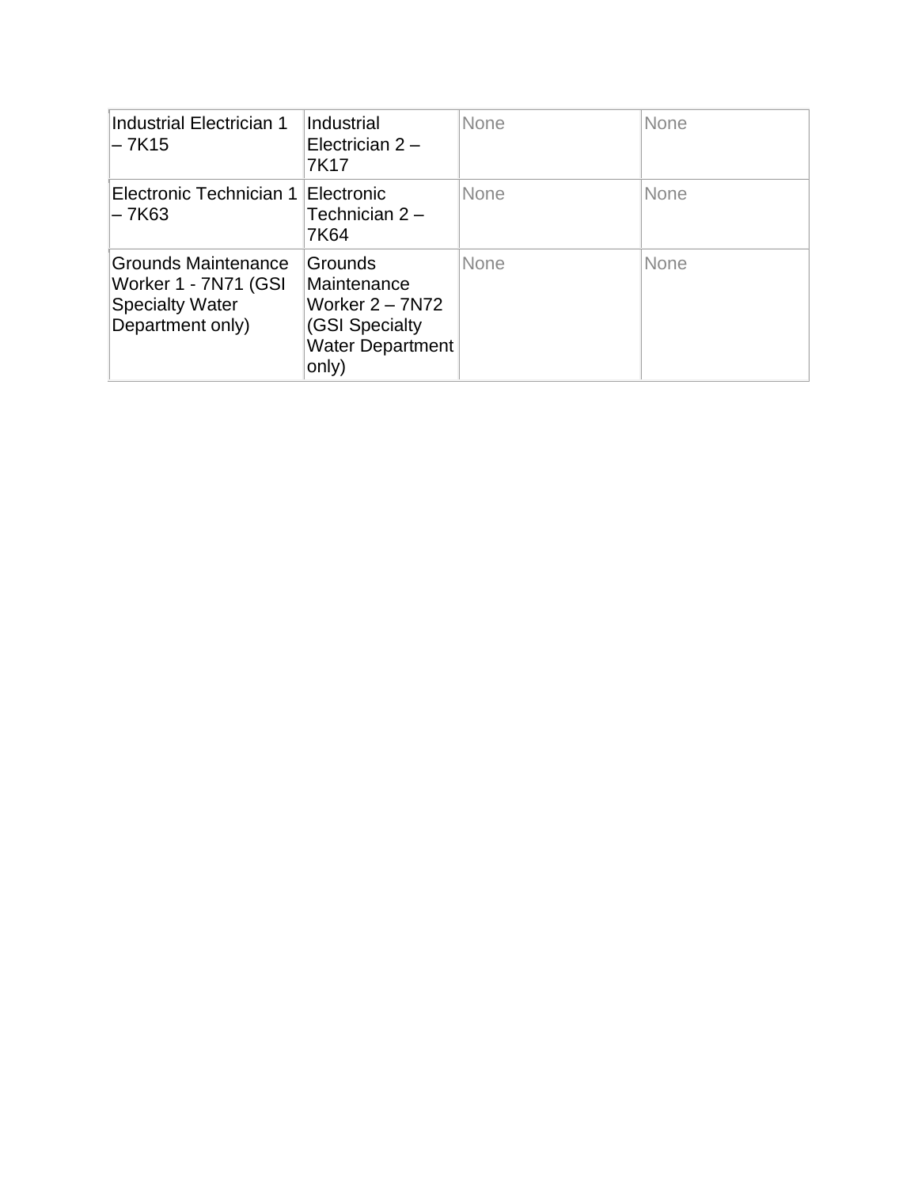| | | | |
|---|---|---|---|
| Industrial Electrician 1 – 7K15 | Industrial Electrician 2 – 7K17 | None | None |
| Electronic Technician 1 – 7K63 | Electronic Technician 2 – 7K64 | None | None |
| Grounds Maintenance Worker 1 - 7N71 (GSI Specialty Water Department only) | Grounds Maintenance Worker 2 – 7N72 (GSI Specialty Water Department only) | None | None |